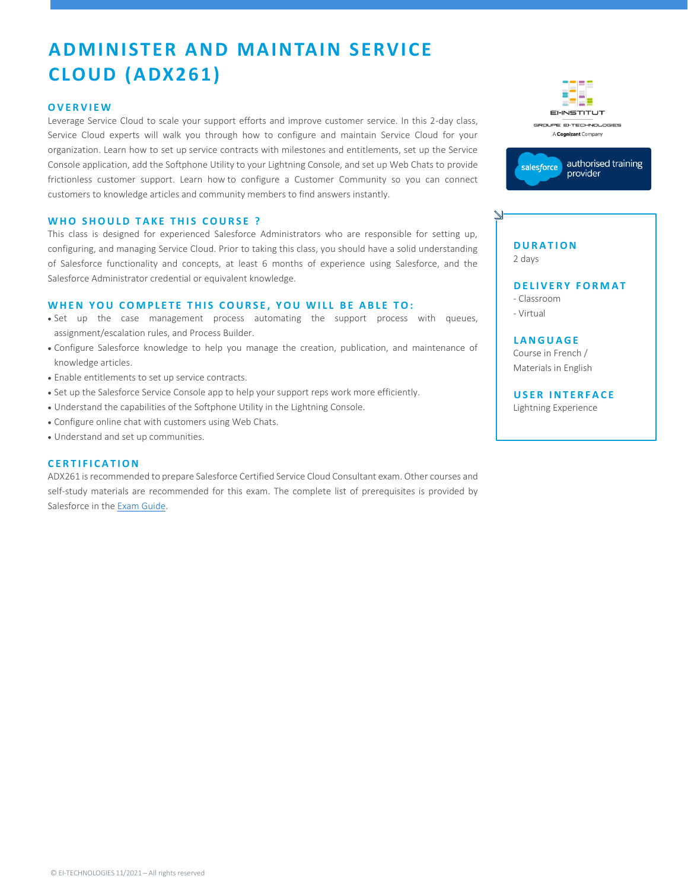# ADMINISTER AND MAINTAIN SERVICE CLOUD (ADX261)

## OVERVIEW

Leverage Service Cloud to scale your support efforts and improve customer service. In this 2-day class, Service Cloud experts will walk you through how to configure and maintain Service Cloud for your organization. Learn how to set up service contracts with milestones and entitlements, set up the Service Console application, add the Softphone Utility to your Lightning Console, and set up Web Chats to provide frictionless customer support. Learn how to configure a Customer Community so you can connect customers to knowledge articles and community members to find answers instantly.

## WHO SHOULD TAKE THIS COURSE ?

This class is designed for experienced Salesforce Administrators who are responsible for setting up, configuring, and managing Service Cloud. Prior to taking this class, you should have a solid understanding of Salesforce functionality and concepts, at least 6 months of experience using Salesforce, and the Salesforce Administrator credential or equivalent knowledge.

## WHEN YOU COMPLETE THIS COURSE, YOU WILL BE ABLE TO:

- Set up the case management process automating the support process with queues, assignment/escalation rules, and Process Builder.
- Configure Salesforce knowledge to help you manage the creation, publication, and maintenance of knowledge articles.
- Enable entitlements to set up service contracts.
- Set up the Salesforce Service Console app to help your support reps work more efficiently.
- Understand the capabilities of the Softphone Utility in the Lightning Console.
- Configure online chat with customers using Web Chats.
- Understand and set up communities.

## CERTIFICATION

ADX261 is recommended to prepare Salesforce Certified Service Cloud Consultant exam. Other courses and self-study materials are recommended for this exam. The complete list of prerequisites is provided by Salesforce in the Exam Guide.

EI-INSTITUT
GROUPE EI-TECHNOLOGIES
A Cognizant Company

salesforce authorised training provider

### DURATION

2 days

### DELIVERY FORMAT

- Classroom
- Virtual

### LANGUAGE

Course in French /
Materials in English

### USER INTERFACE

Lightning Experience

© EI-TECHNOLOGIES 11/2021 – All rights reserved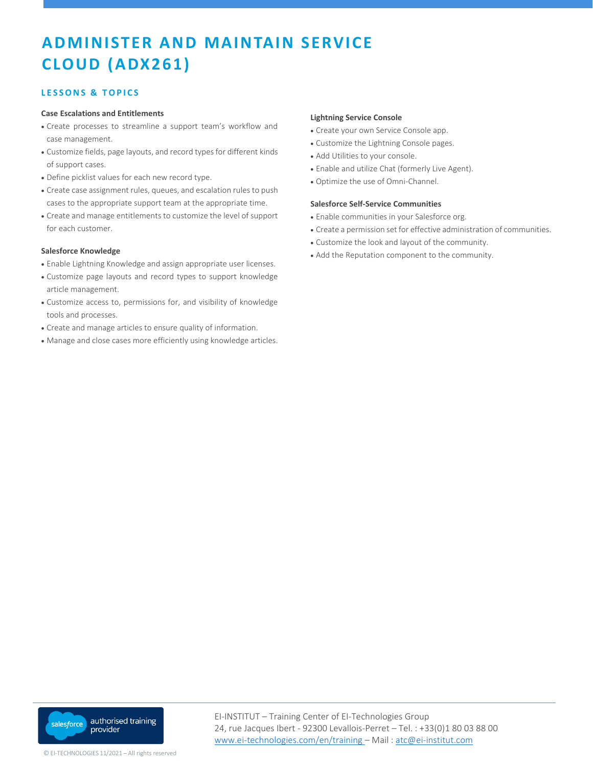# ADMINISTER AND MAINTAIN SERVICE CLOUD (ADX261)

## LESSONS & TOPICS

**Case Escalations and Entitlements**

- Create processes to streamline a support team's workflow and case management.
- Customize fields, page layouts, and record types for different kinds of support cases.
- Define picklist values for each new record type.
- Create case assignment rules, queues, and escalation rules to push cases to the appropriate support team at the appropriate time.
- Create and manage entitlements to customize the level of support for each customer.

**Salesforce Knowledge**

- Enable Lightning Knowledge and assign appropriate user licenses.
- Customize page layouts and record types to support knowledge article management.
- Customize access to, permissions for, and visibility of knowledge tools and processes.
- Create and manage articles to ensure quality of information.
- Manage and close cases more efficiently using knowledge articles.

**Lightning Service Console**

- Create your own Service Console app.
- Customize the Lightning Console pages.
- Add Utilities to your console.
- Enable and utilize Chat (formerly Live Agent).
- Optimize the use of Omni-Channel.

**Salesforce Self-Service Communities**

- Enable communities in your Salesforce org.
- Create a permission set for effective administration of communities.
- Customize the look and layout of the community.
- Add the Reputation component to the community.

salesforce authorised training provider

EI-INSTITUT – Training Center of EI-Technologies Group
24, rue Jacques Ibert - 92300 Levallois-Perret – Tel. : +33(0)1 80 03 88 00
www.ei-technologies.com/en/training – Mail : atc@ei-institut.com

© EI-TECHNOLOGIES 11/2021 – All rights reserved